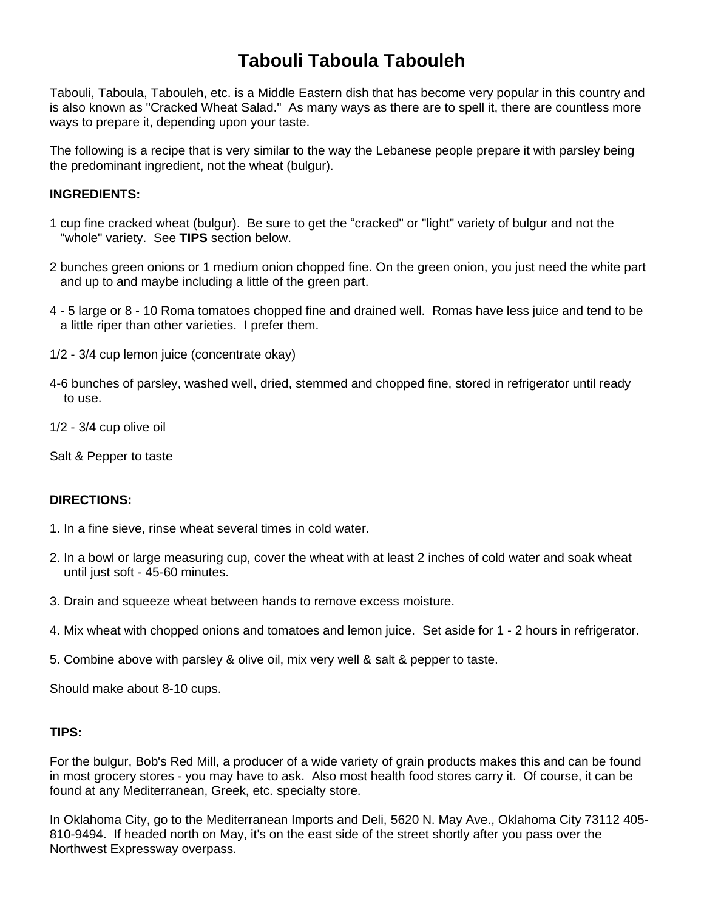# Tabouli Taboula Tabouleh

Tabouli, Taboula, Tabouleh, etc. is a Middle Eastern dish that has become very popular in this country and is also known as "Cracked Wheat Salad." As many ways as there are to spell it, there are countless more ways to prepare it, depending upon your taste.

The following is a recipe that is very similar to the way the Lebanese people prepare it with parsley being the predominant ingredient, not the wheat (bulgur).

**INGREDIENTS:**

1 cup fine cracked wheat (bulgur). Be sure to get the "cracked" or "light" variety of bulgur and not the "whole" variety. See **TIPS** section below.

2 bunches green onions or 1 medium onion chopped fine. On the green onion, you just need the white part and up to and maybe including a little of the green part.

4 - 5 large or 8 - 10 Roma tomatoes chopped fine and drained well. Romas have less juice and tend to be a little riper than other varieties. I prefer them.

1/2 - 3/4 cup lemon juice (concentrate okay)

4-6 bunches of parsley, washed well, dried, stemmed and chopped fine, stored in refrigerator until ready to use.

1/2 - 3/4 cup olive oil

Salt & Pepper to taste

**DIRECTIONS:**

1. In a fine sieve, rinse wheat several times in cold water.
2. In a bowl or large measuring cup, cover the wheat with at least 2 inches of cold water and soak wheat until just soft - 45-60 minutes.
3. Drain and squeeze wheat between hands to remove excess moisture.
4. Mix wheat with chopped onions and tomatoes and lemon juice. Set aside for 1 - 2 hours in refrigerator.
5. Combine above with parsley & olive oil, mix very well & salt & pepper to taste.

Should make about 8-10 cups.

**TIPS:**

For the bulgur, Bob's Red Mill, a producer of a wide variety of grain products makes this and can be found in most grocery stores - you may have to ask. Also most health food stores carry it. Of course, it can be found at any Mediterranean, Greek, etc. specialty store.

In Oklahoma City, go to the Mediterranean Imports and Deli, 5620 N. May Ave., Oklahoma City 73112 405-810-9494. If headed north on May, it's on the east side of the street shortly after you pass over the Northwest Expressway overpass.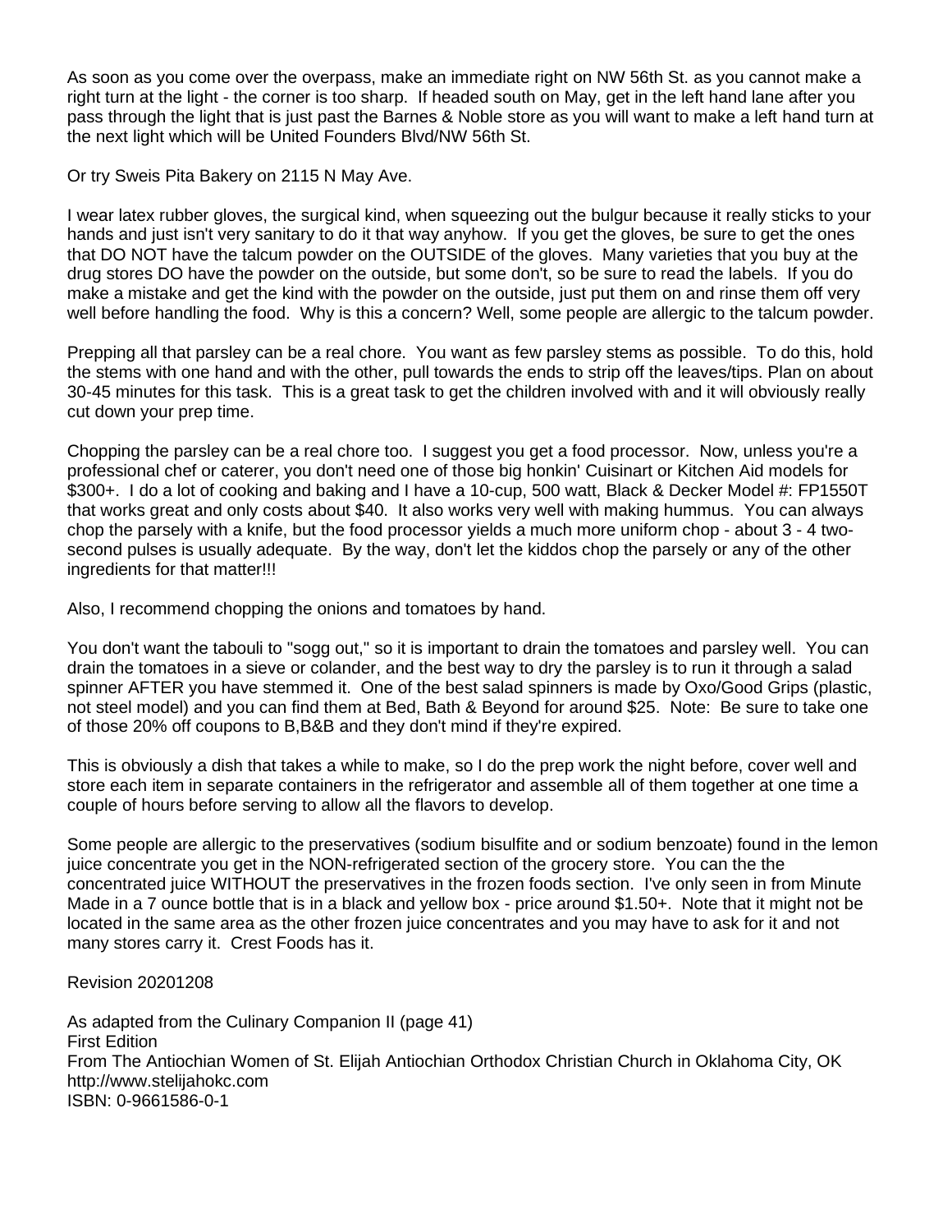As soon as you come over the overpass, make an immediate right on NW 56th St. as you cannot make a right turn at the light - the corner is too sharp. If headed south on May, get in the left hand lane after you pass through the light that is just past the Barnes & Noble store as you will want to make a left hand turn at the next light which will be United Founders Blvd/NW 56th St.

Or try Sweis Pita Bakery on 2115 N May Ave.

I wear latex rubber gloves, the surgical kind, when squeezing out the bulgur because it really sticks to your hands and just isn't very sanitary to do it that way anyhow. If you get the gloves, be sure to get the ones that DO NOT have the talcum powder on the OUTSIDE of the gloves. Many varieties that you buy at the drug stores DO have the powder on the outside, but some don't, so be sure to read the labels. If you do make a mistake and get the kind with the powder on the outside, just put them on and rinse them off very well before handling the food. Why is this a concern? Well, some people are allergic to the talcum powder.

Prepping all that parsley can be a real chore. You want as few parsley stems as possible. To do this, hold the stems with one hand and with the other, pull towards the ends to strip off the leaves/tips. Plan on about 30-45 minutes for this task. This is a great task to get the children involved with and it will obviously really cut down your prep time.

Chopping the parsley can be a real chore too. I suggest you get a food processor. Now, unless you're a professional chef or caterer, you don't need one of those big honkin' Cuisinart or Kitchen Aid models for $300+. I do a lot of cooking and baking and I have a 10-cup, 500 watt, Black & Decker Model #: FP1550T that works great and only costs about $40. It also works very well with making hummus. You can always chop the parsely with a knife, but the food processor yields a much more uniform chop - about 3 - 4 two-second pulses is usually adequate. By the way, don't let the kiddos chop the parsley or any of the other ingredients for that matter!!!

Also, I recommend chopping the onions and tomatoes by hand.

You don't want the tabouli to "sogg out," so it is important to drain the tomatoes and parsley well. You can drain the tomatoes in a sieve or colander, and the best way to dry the parsley is to run it through a salad spinner AFTER you have stemmed it. One of the best salad spinners is made by Oxo/Good Grips (plastic, not steel model) and you can find them at Bed, Bath & Beyond for around $25. Note: Be sure to take one of those 20% off coupons to B,B&B and they don't mind if they're expired.

This is obviously a dish that takes a while to make, so I do the prep work the night before, cover well and store each item in separate containers in the refrigerator and assemble all of them together at one time a couple of hours before serving to allow all the flavors to develop.

Some people are allergic to the preservatives (sodium bisulfite and or sodium benzoate) found in the lemon juice concentrate you get in the NON-refrigerated section of the grocery store. You can the the concentrated juice WITHOUT the preservatives in the frozen foods section. I've only seen in from Minute Made in a 7 ounce bottle that is in a black and yellow box - price around $1.50+. Note that it might not be located in the same area as the other frozen juice concentrates and you may have to ask for it and not many stores carry it. Crest Foods has it.

Revision 20201208

As adapted from the Culinary Companion II (page 41)
First Edition
From The Antiochian Women of St. Elijah Antiochian Orthodox Christian Church in Oklahoma City, OK
http://www.stelijahokc.com
ISBN: 0-9661586-0-1